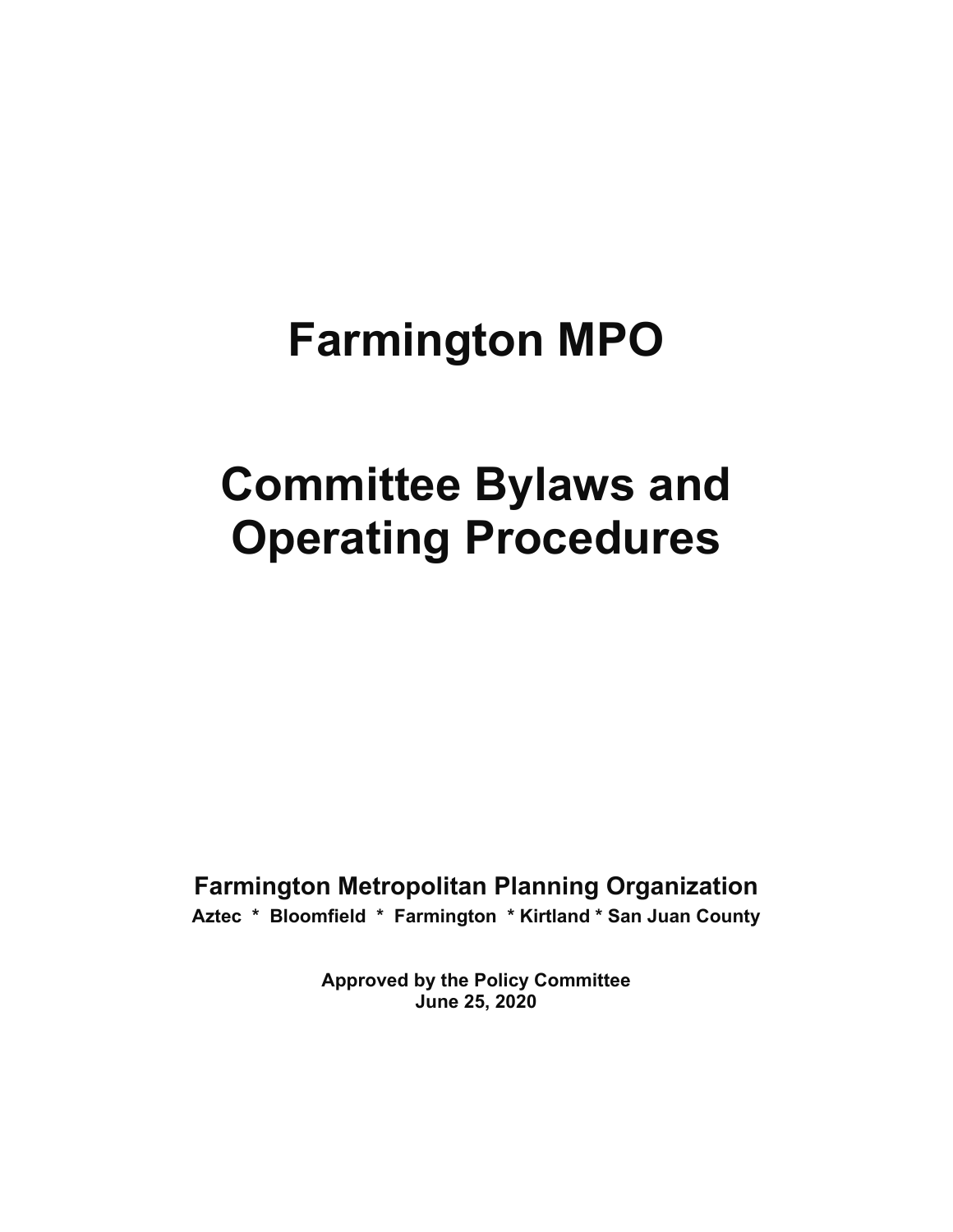# Farmington MPO

# Committee Bylaws and Operating Procedures

**Farmington Metropolitan Planning Organization**

**Aztec * Bloomfield * Farmington * Kirtland * San Juan County**

**Approved by the Policy Committee**
**June 25, 2020**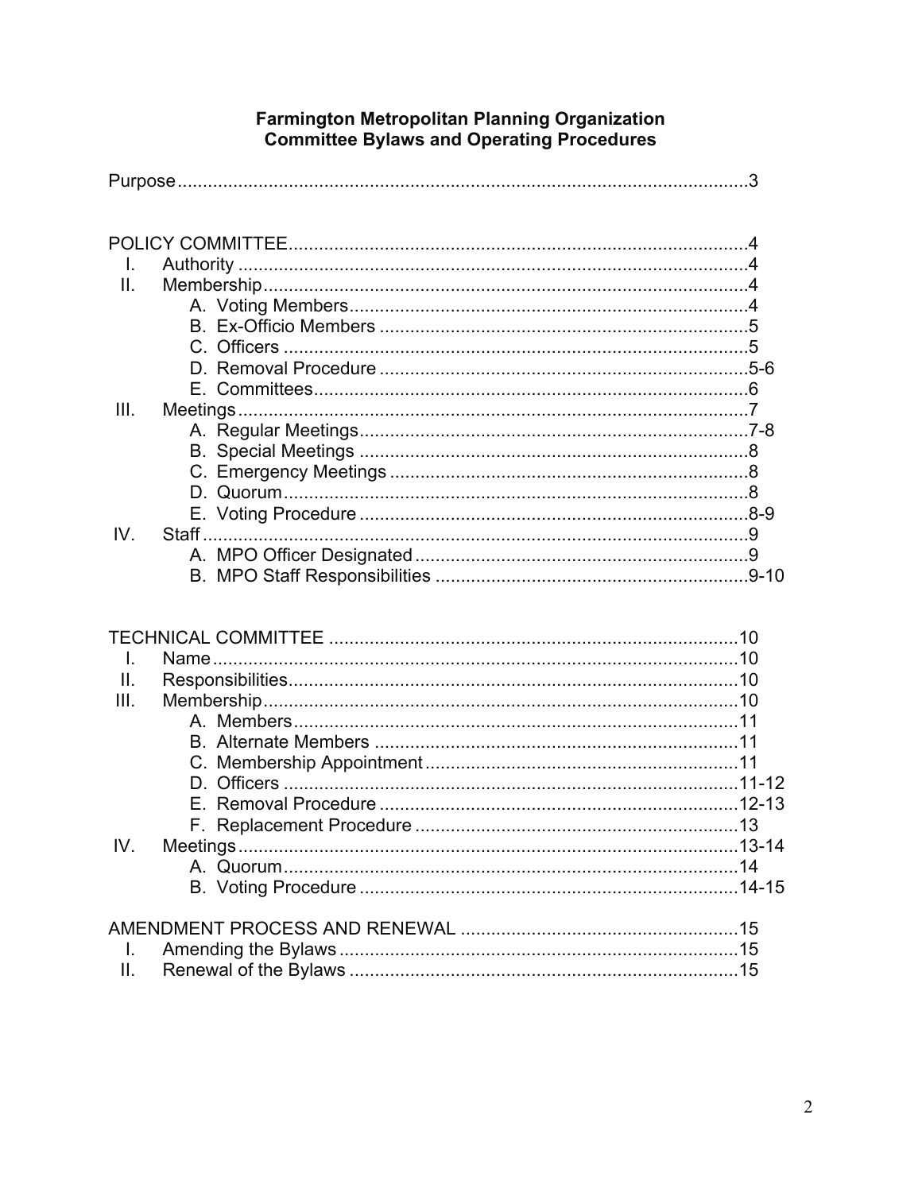# Farmington Metropolitan Planning Organization
## Committee Bylaws and Operating Procedures

Purpose ........................................................................................................ 3

POLICY COMMITTEE ..................................................................................... 4

- I. Authority ..................................................................................... 4
- II. Membership ................................................................................. 4
  - A. Voting Members ............................................................... 4
  - B. Ex-Officio Members ......................................................... 5
  - C. Officers ............................................................................. 5
  - D. Removal Procedure ......................................................... 5-6
  - E. Committees ...................................................................... 6
- III. Meetings ..................................................................................... 7
  - A. Regular Meetings ............................................................. 7-8
  - B. Special Meetings .............................................................. 8
  - C. Emergency Meetings ....................................................... 8
  - D. Quorum ............................................................................ 8
  - E. Voting Procedure ............................................................. 8-9
- IV. Staff ........................................................................................... 9
  - A. MPO Officer Designated .................................................. 9
  - B. MPO Staff Responsibilities .............................................. 9-10

TECHNICAL COMMITTEE ............................................................................ 10

- I. Name .......................................................................................... 10
- II. Responsibilities .......................................................................... 10
- III. Membership ................................................................................ 10
  - A. Members .......................................................................... 11
  - B. Alternate Members .......................................................... 11
  - C. Membership Appointment ................................................ 11
  - D. Officers ............................................................................ 11-12
  - E. Removal Procedure ......................................................... 12-13
  - F. Replacement Procedure ................................................... 13
- IV. Meetings ..................................................................................... 13-14
  - A. Quorum ............................................................................ 14
  - B. Voting Procedure ............................................................. 14-15

AMENDMENT PROCESS AND RENEWAL .................................................. 15

- I. Amending the Bylaws ................................................................. 15
- II. Renewal of the Bylaws ............................................................... 15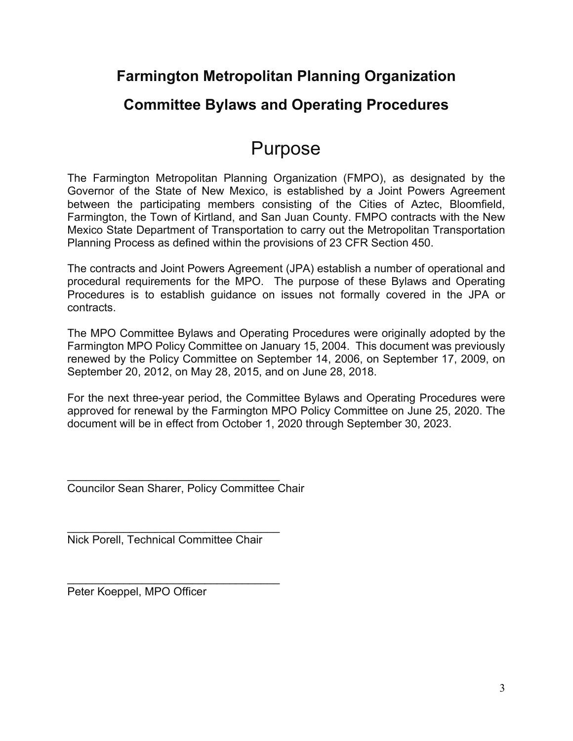# Farmington Metropolitan Planning Organization

## Committee Bylaws and Operating Procedures

# Purpose

The Farmington Metropolitan Planning Organization (FMPO), as designated by the Governor of the State of New Mexico, is established by a Joint Powers Agreement between the participating members consisting of the Cities of Aztec, Bloomfield, Farmington, the Town of Kirtland, and San Juan County. FMPO contracts with the New Mexico State Department of Transportation to carry out the Metropolitan Transportation Planning Process as defined within the provisions of 23 CFR Section 450.

The contracts and Joint Powers Agreement (JPA) establish a number of operational and procedural requirements for the MPO. The purpose of these Bylaws and Operating Procedures is to establish guidance on issues not formally covered in the JPA or contracts.

The MPO Committee Bylaws and Operating Procedures were originally adopted by the Farmington MPO Policy Committee on January 15, 2004. This document was previously renewed by the Policy Committee on September 14, 2006, on September 17, 2009, on September 20, 2012, on May 28, 2015, and on June 28, 2018.

For the next three-year period, the Committee Bylaws and Operating Procedures were approved for renewal by the Farmington MPO Policy Committee on June 25, 2020. The document will be in effect from October 1, 2020 through September 30, 2023.

___________________________________
Councilor Sean Sharer, Policy Committee Chair

___________________________________
Nick Porell, Technical Committee Chair

___________________________________
Peter Koeppel, MPO Officer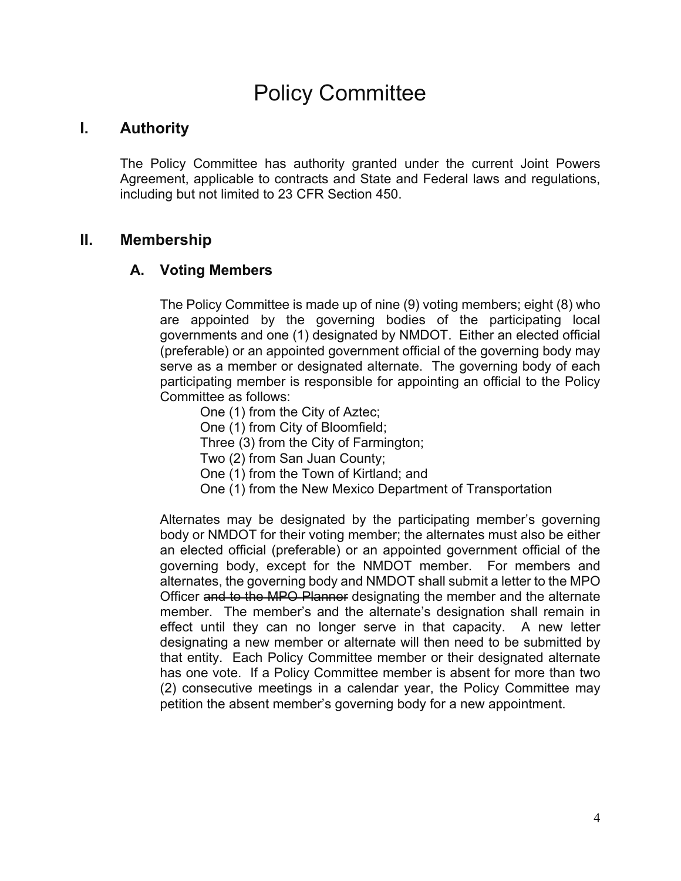# Policy Committee

## I. Authority

The Policy Committee has authority granted under the current Joint Powers Agreement, applicable to contracts and State and Federal laws and regulations, including but not limited to 23 CFR Section 450.

## II. Membership

### A. Voting Members

The Policy Committee is made up of nine (9) voting members; eight (8) who are appointed by the governing bodies of the participating local governments and one (1) designated by NMDOT. Either an elected official (preferable) or an appointed government official of the governing body may serve as a member or designated alternate. The governing body of each participating member is responsible for appointing an official to the Policy Committee as follows:

One (1) from the City of Aztec;
One (1) from City of Bloomfield;
Three (3) from the City of Farmington;
Two (2) from San Juan County;
One (1) from the Town of Kirtland; and
One (1) from the New Mexico Department of Transportation

Alternates may be designated by the participating member's governing body or NMDOT for their voting member; the alternates must also be either an elected official (preferable) or an appointed government official of the governing body, except for the NMDOT member. For members and alternates, the governing body and NMDOT shall submit a letter to the MPO Officer ~~and to the MPO Planner~~ designating the member and the alternate member. The member's and the alternate's designation shall remain in effect until they can no longer serve in that capacity. A new letter designating a new member or alternate will then need to be submitted by that entity. Each Policy Committee member or their designated alternate has one vote. If a Policy Committee member is absent for more than two (2) consecutive meetings in a calendar year, the Policy Committee may petition the absent member's governing body for a new appointment.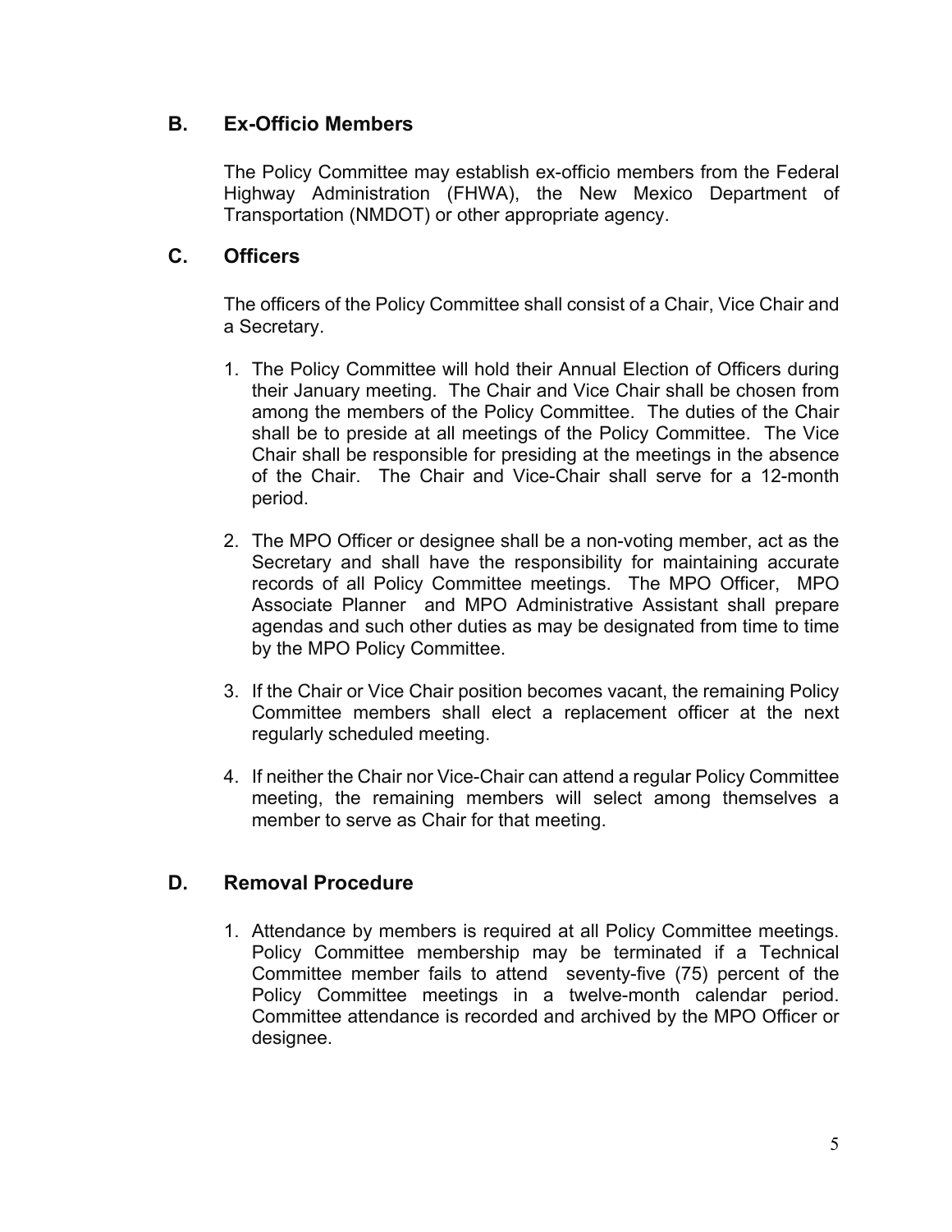## B. Ex-Officio Members

The Policy Committee may establish ex-officio members from the Federal Highway Administration (FHWA), the New Mexico Department of Transportation (NMDOT) or other appropriate agency.

## C. Officers

The officers of the Policy Committee shall consist of a Chair, Vice Chair and a Secretary.

1. The Policy Committee will hold their Annual Election of Officers during their January meeting. The Chair and Vice Chair shall be chosen from among the members of the Policy Committee. The duties of the Chair shall be to preside at all meetings of the Policy Committee. The Vice Chair shall be responsible for presiding at the meetings in the absence of the Chair. The Chair and Vice-Chair shall serve for a 12-month period.

2. The MPO Officer or designee shall be a non-voting member, act as the Secretary and shall have the responsibility for maintaining accurate records of all Policy Committee meetings. The MPO Officer, MPO Associate Planner and MPO Administrative Assistant shall prepare agendas and such other duties as may be designated from time to time by the MPO Policy Committee.

3. If the Chair or Vice Chair position becomes vacant, the remaining Policy Committee members shall elect a replacement officer at the next regularly scheduled meeting.

4. If neither the Chair nor Vice-Chair can attend a regular Policy Committee meeting, the remaining members will select among themselves a member to serve as Chair for that meeting.

## D. Removal Procedure

1. Attendance by members is required at all Policy Committee meetings. Policy Committee membership may be terminated if a Technical Committee member fails to attend seventy-five (75) percent of the Policy Committee meetings in a twelve-month calendar period. Committee attendance is recorded and archived by the MPO Officer or designee.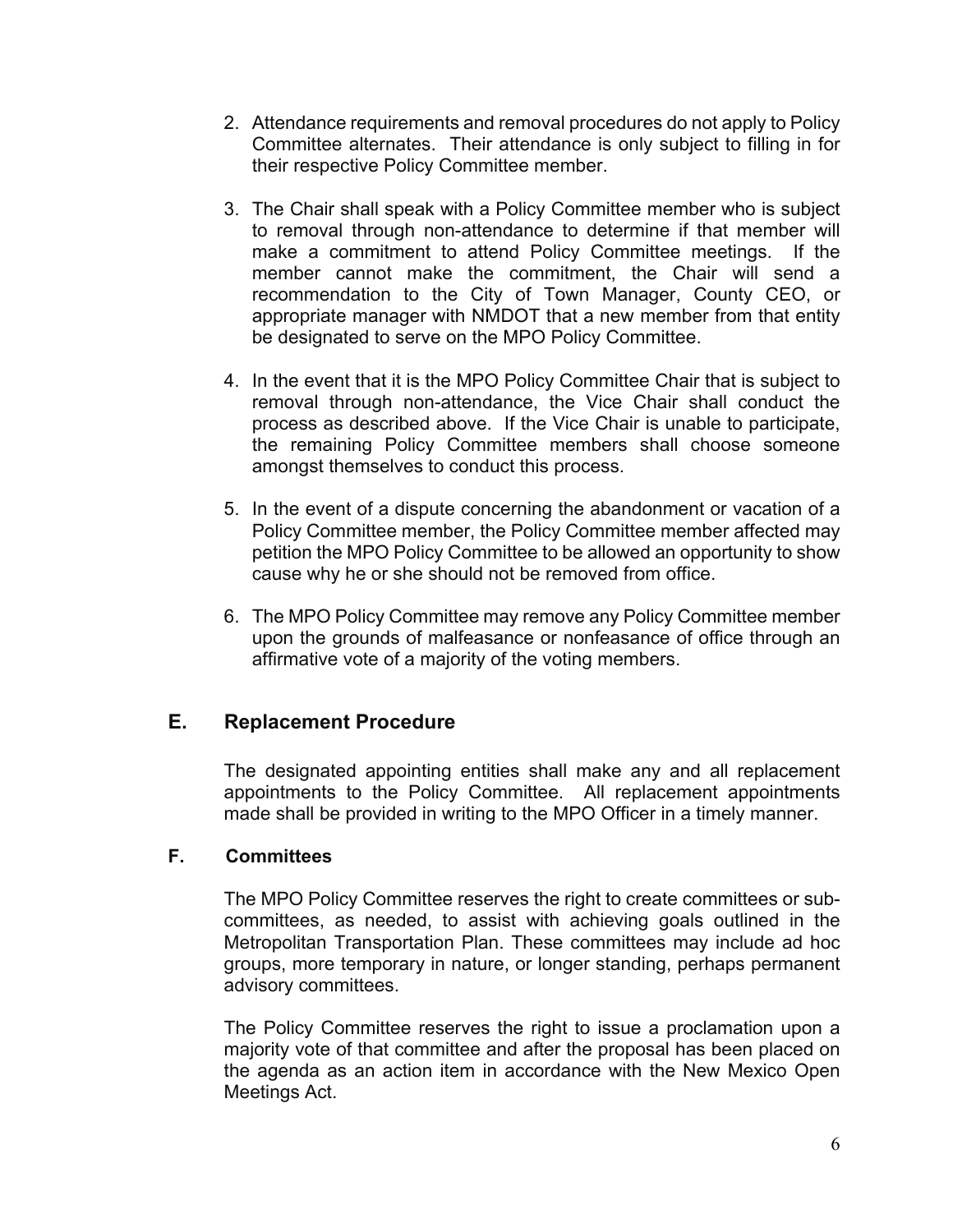2. Attendance requirements and removal procedures do not apply to Policy Committee alternates. Their attendance is only subject to filling in for their respective Policy Committee member.

3. The Chair shall speak with a Policy Committee member who is subject to removal through non-attendance to determine if that member will make a commitment to attend Policy Committee meetings. If the member cannot make the commitment, the Chair will send a recommendation to the City of Town Manager, County CEO, or appropriate manager with NMDOT that a new member from that entity be designated to serve on the MPO Policy Committee.

4. In the event that it is the MPO Policy Committee Chair that is subject to removal through non-attendance, the Vice Chair shall conduct the process as described above. If the Vice Chair is unable to participate, the remaining Policy Committee members shall choose someone amongst themselves to conduct this process.

5. In the event of a dispute concerning the abandonment or vacation of a Policy Committee member, the Policy Committee member affected may petition the MPO Policy Committee to be allowed an opportunity to show cause why he or she should not be removed from office.

6. The MPO Policy Committee may remove any Policy Committee member upon the grounds of malfeasance or nonfeasance of office through an affirmative vote of a majority of the voting members.

## E. Replacement Procedure

The designated appointing entities shall make any and all replacement appointments to the Policy Committee. All replacement appointments made shall be provided in writing to the MPO Officer in a timely manner.

### F. Committees

The MPO Policy Committee reserves the right to create committees or sub-committees, as needed, to assist with achieving goals outlined in the Metropolitan Transportation Plan. These committees may include ad hoc groups, more temporary in nature, or longer standing, perhaps permanent advisory committees.

The Policy Committee reserves the right to issue a proclamation upon a majority vote of that committee and after the proposal has been placed on the agenda as an action item in accordance with the New Mexico Open Meetings Act.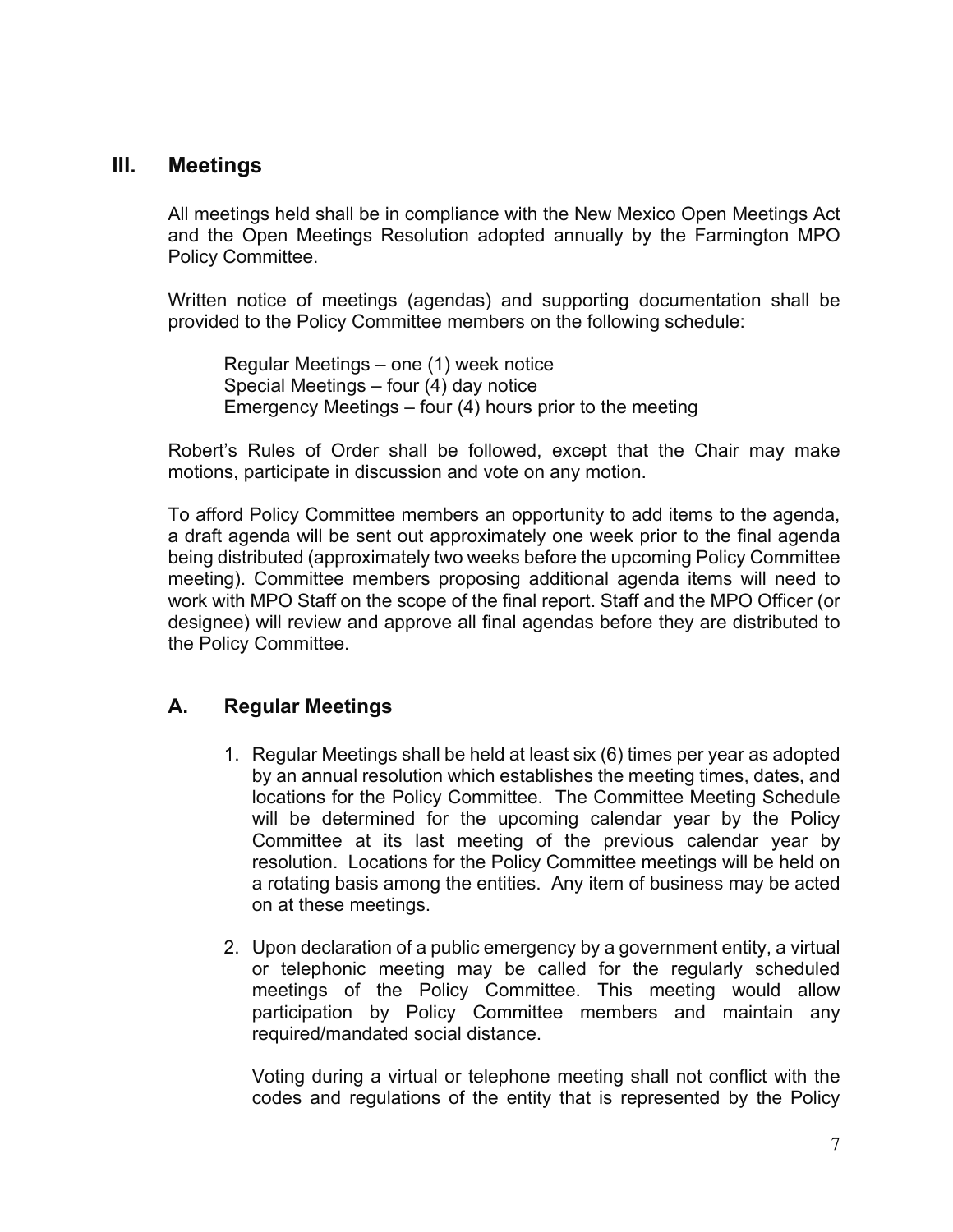## III. Meetings

All meetings held shall be in compliance with the New Mexico Open Meetings Act and the Open Meetings Resolution adopted annually by the Farmington MPO Policy Committee.

Written notice of meetings (agendas) and supporting documentation shall be provided to the Policy Committee members on the following schedule:

Regular Meetings – one (1) week notice
Special Meetings – four (4) day notice
Emergency Meetings – four (4) hours prior to the meeting

Robert's Rules of Order shall be followed, except that the Chair may make motions, participate in discussion and vote on any motion.

To afford Policy Committee members an opportunity to add items to the agenda, a draft agenda will be sent out approximately one week prior to the final agenda being distributed (approximately two weeks before the upcoming Policy Committee meeting). Committee members proposing additional agenda items will need to work with MPO Staff on the scope of the final report. Staff and the MPO Officer (or designee) will review and approve all final agendas before they are distributed to the Policy Committee.

### A. Regular Meetings

1. Regular Meetings shall be held at least six (6) times per year as adopted by an annual resolution which establishes the meeting times, dates, and locations for the Policy Committee. The Committee Meeting Schedule will be determined for the upcoming calendar year by the Policy Committee at its last meeting of the previous calendar year by resolution. Locations for the Policy Committee meetings will be held on a rotating basis among the entities. Any item of business may be acted on at these meetings.

2. Upon declaration of a public emergency by a government entity, a virtual or telephonic meeting may be called for the regularly scheduled meetings of the Policy Committee. This meeting would allow participation by Policy Committee members and maintain any required/mandated social distance.

   Voting during a virtual or telephone meeting shall not conflict with the codes and regulations of the entity that is represented by the Policy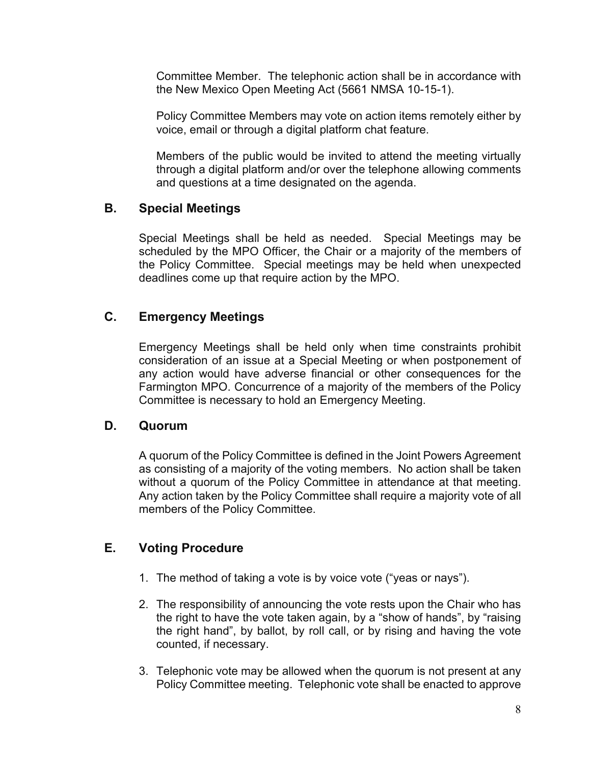Committee Member. The telephonic action shall be in accordance with the New Mexico Open Meeting Act (5661 NMSA 10-15-1).

Policy Committee Members may vote on action items remotely either by voice, email or through a digital platform chat feature.

Members of the public would be invited to attend the meeting virtually through a digital platform and/or over the telephone allowing comments and questions at a time designated on the agenda.

## B. Special Meetings

Special Meetings shall be held as needed. Special Meetings may be scheduled by the MPO Officer, the Chair or a majority of the members of the Policy Committee. Special meetings may be held when unexpected deadlines come up that require action by the MPO.

## C. Emergency Meetings

Emergency Meetings shall be held only when time constraints prohibit consideration of an issue at a Special Meeting or when postponement of any action would have adverse financial or other consequences for the Farmington MPO. Concurrence of a majority of the members of the Policy Committee is necessary to hold an Emergency Meeting.

## D. Quorum

A quorum of the Policy Committee is defined in the Joint Powers Agreement as consisting of a majority of the voting members. No action shall be taken without a quorum of the Policy Committee in attendance at that meeting. Any action taken by the Policy Committee shall require a majority vote of all members of the Policy Committee.

## E. Voting Procedure

1. The method of taking a vote is by voice vote ("yeas or nays").
2. The responsibility of announcing the vote rests upon the Chair who has the right to have the vote taken again, by a "show of hands", by "raising the right hand", by ballot, by roll call, or by rising and having the vote counted, if necessary.
3. Telephonic vote may be allowed when the quorum is not present at any Policy Committee meeting. Telephonic vote shall be enacted to approve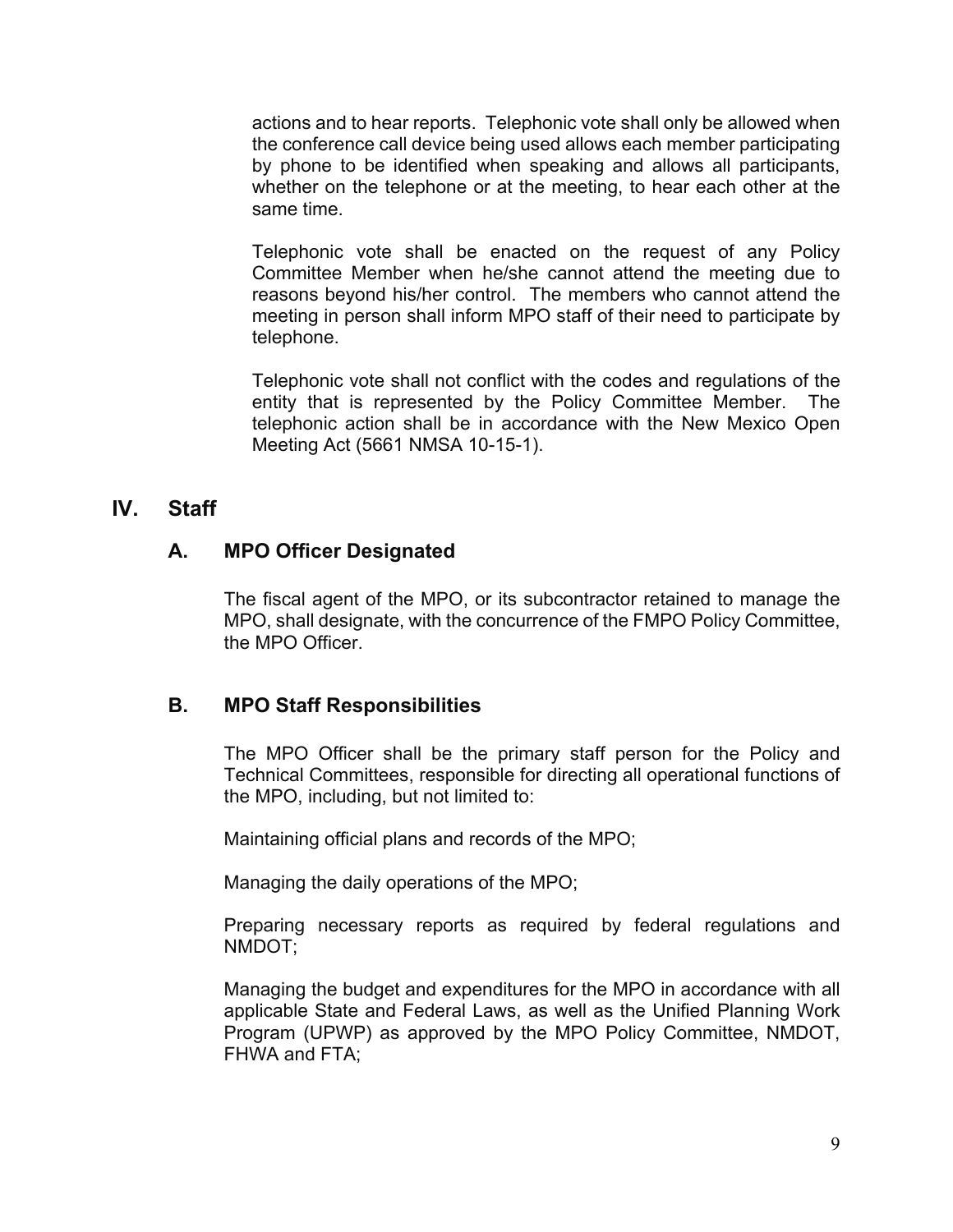actions and to hear reports. Telephonic vote shall only be allowed when the conference call device being used allows each member participating by phone to be identified when speaking and allows all participants, whether on the telephone or at the meeting, to hear each other at the same time.

Telephonic vote shall be enacted on the request of any Policy Committee Member when he/she cannot attend the meeting due to reasons beyond his/her control. The members who cannot attend the meeting in person shall inform MPO staff of their need to participate by telephone.

Telephonic vote shall not conflict with the codes and regulations of the entity that is represented by the Policy Committee Member. The telephonic action shall be in accordance with the New Mexico Open Meeting Act (5661 NMSA 10-15-1).

# IV. Staff

## A. MPO Officer Designated

The fiscal agent of the MPO, or its subcontractor retained to manage the MPO, shall designate, with the concurrence of the FMPO Policy Committee, the MPO Officer.

## B. MPO Staff Responsibilities

The MPO Officer shall be the primary staff person for the Policy and Technical Committees, responsible for directing all operational functions of the MPO, including, but not limited to:

Maintaining official plans and records of the MPO;

Managing the daily operations of the MPO;

Preparing necessary reports as required by federal regulations and NMDOT;

Managing the budget and expenditures for the MPO in accordance with all applicable State and Federal Laws, as well as the Unified Planning Work Program (UPWP) as approved by the MPO Policy Committee, NMDOT, FHWA and FTA;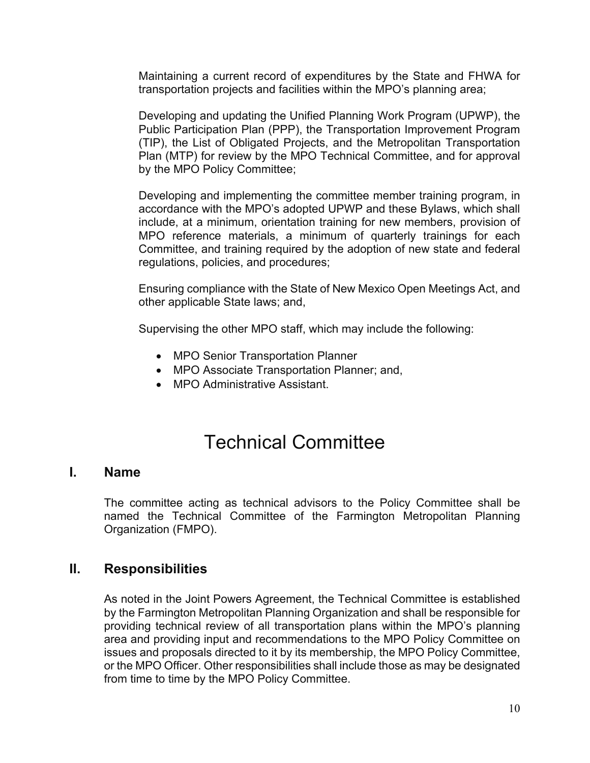Maintaining a current record of expenditures by the State and FHWA for transportation projects and facilities within the MPO's planning area;

Developing and updating the Unified Planning Work Program (UPWP), the Public Participation Plan (PPP), the Transportation Improvement Program (TIP), the List of Obligated Projects, and the Metropolitan Transportation Plan (MTP) for review by the MPO Technical Committee, and for approval by the MPO Policy Committee;

Developing and implementing the committee member training program, in accordance with the MPO's adopted UPWP and these Bylaws, which shall include, at a minimum, orientation training for new members, provision of MPO reference materials, a minimum of quarterly trainings for each Committee, and training required by the adoption of new state and federal regulations, policies, and procedures;

Ensuring compliance with the State of New Mexico Open Meetings Act, and other applicable State laws; and,

Supervising the other MPO staff, which may include the following:

- MPO Senior Transportation Planner
- MPO Associate Transportation Planner; and,
- MPO Administrative Assistant.

# Technical Committee

## I. Name

The committee acting as technical advisors to the Policy Committee shall be named the Technical Committee of the Farmington Metropolitan Planning Organization (FMPO).

## II. Responsibilities

As noted in the Joint Powers Agreement, the Technical Committee is established by the Farmington Metropolitan Planning Organization and shall be responsible for providing technical review of all transportation plans within the MPO's planning area and providing input and recommendations to the MPO Policy Committee on issues and proposals directed to it by its membership, the MPO Policy Committee, or the MPO Officer. Other responsibilities shall include those as may be designated from time to time by the MPO Policy Committee.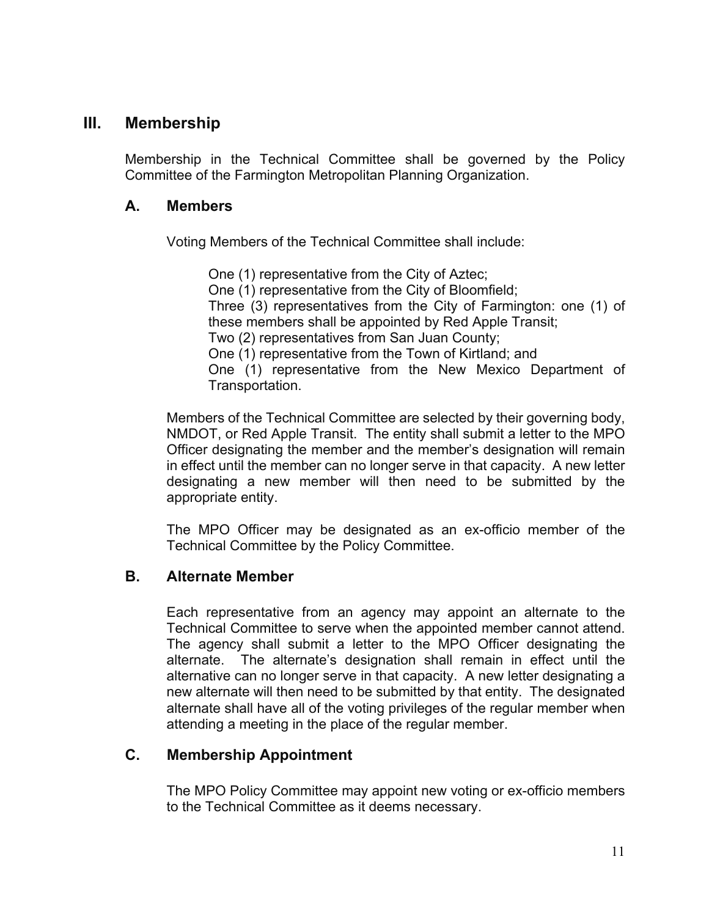## III. Membership

Membership in the Technical Committee shall be governed by the Policy Committee of the Farmington Metropolitan Planning Organization.

### A. Members

Voting Members of the Technical Committee shall include:

One (1) representative from the City of Aztec;
One (1) representative from the City of Bloomfield;
Three (3) representatives from the City of Farmington: one (1) of these members shall be appointed by Red Apple Transit;
Two (2) representatives from San Juan County;
One (1) representative from the Town of Kirtland; and
One (1) representative from the New Mexico Department of Transportation.

Members of the Technical Committee are selected by their governing body, NMDOT, or Red Apple Transit. The entity shall submit a letter to the MPO Officer designating the member and the member's designation will remain in effect until the member can no longer serve in that capacity. A new letter designating a new member will then need to be submitted by the appropriate entity.

The MPO Officer may be designated as an ex-officio member of the Technical Committee by the Policy Committee.

### B. Alternate Member

Each representative from an agency may appoint an alternate to the Technical Committee to serve when the appointed member cannot attend. The agency shall submit a letter to the MPO Officer designating the alternate. The alternate's designation shall remain in effect until the alternative can no longer serve in that capacity. A new letter designating a new alternate will then need to be submitted by that entity. The designated alternate shall have all of the voting privileges of the regular member when attending a meeting in the place of the regular member.

### C. Membership Appointment

The MPO Policy Committee may appoint new voting or ex-officio members to the Technical Committee as it deems necessary.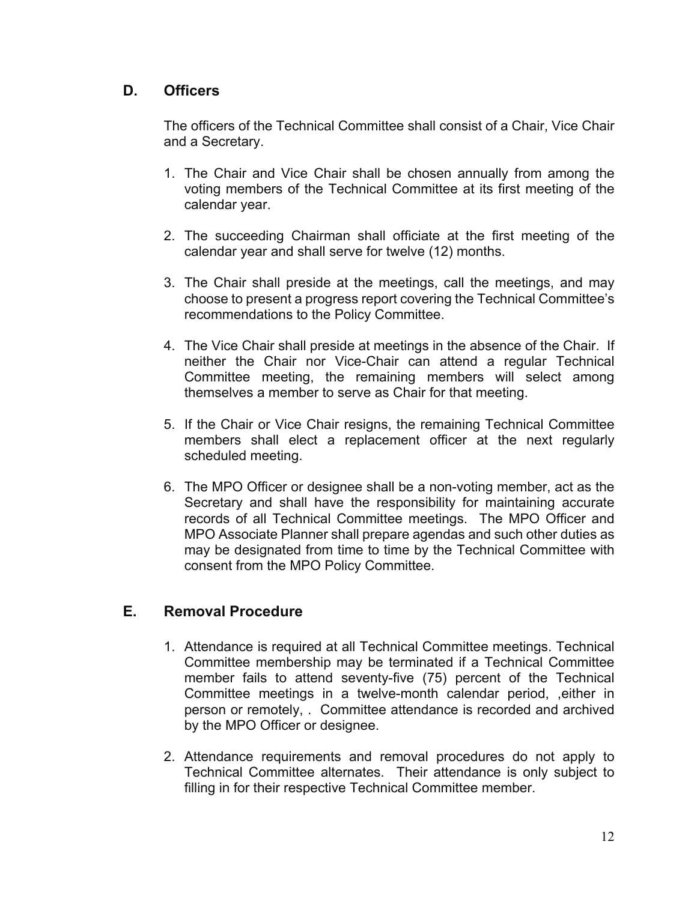## D. Officers

The officers of the Technical Committee shall consist of a Chair, Vice Chair and a Secretary.

1. The Chair and Vice Chair shall be chosen annually from among the voting members of the Technical Committee at its first meeting of the calendar year.

2. The succeeding Chairman shall officiate at the first meeting of the calendar year and shall serve for twelve (12) months.

3. The Chair shall preside at the meetings, call the meetings, and may choose to present a progress report covering the Technical Committee's recommendations to the Policy Committee.

4. The Vice Chair shall preside at meetings in the absence of the Chair. If neither the Chair nor Vice-Chair can attend a regular Technical Committee meeting, the remaining members will select among themselves a member to serve as Chair for that meeting.

5. If the Chair or Vice Chair resigns, the remaining Technical Committee members shall elect a replacement officer at the next regularly scheduled meeting.

6. The MPO Officer or designee shall be a non-voting member, act as the Secretary and shall have the responsibility for maintaining accurate records of all Technical Committee meetings. The MPO Officer and MPO Associate Planner shall prepare agendas and such other duties as may be designated from time to time by the Technical Committee with consent from the MPO Policy Committee.

## E. Removal Procedure

1. Attendance is required at all Technical Committee meetings. Technical Committee membership may be terminated if a Technical Committee member fails to attend seventy-five (75) percent of the Technical Committee meetings in a twelve-month calendar period, ,either in person or remotely, . Committee attendance is recorded and archived by the MPO Officer or designee.

2. Attendance requirements and removal procedures do not apply to Technical Committee alternates. Their attendance is only subject to filling in for their respective Technical Committee member.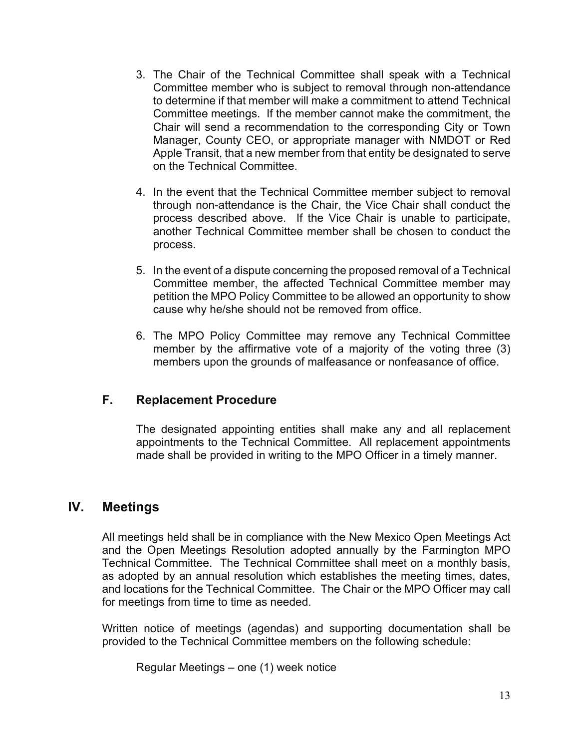3. The Chair of the Technical Committee shall speak with a Technical Committee member who is subject to removal through non-attendance to determine if that member will make a commitment to attend Technical Committee meetings. If the member cannot make the commitment, the Chair will send a recommendation to the corresponding City or Town Manager, County CEO, or appropriate manager with NMDOT or Red Apple Transit, that a new member from that entity be designated to serve on the Technical Committee.

4. In the event that the Technical Committee member subject to removal through non-attendance is the Chair, the Vice Chair shall conduct the process described above. If the Vice Chair is unable to participate, another Technical Committee member shall be chosen to conduct the process.

5. In the event of a dispute concerning the proposed removal of a Technical Committee member, the affected Technical Committee member may petition the MPO Policy Committee to be allowed an opportunity to show cause why he/she should not be removed from office.

6. The MPO Policy Committee may remove any Technical Committee member by the affirmative vote of a majority of the voting three (3) members upon the grounds of malfeasance or nonfeasance of office.

### F. Replacement Procedure

The designated appointing entities shall make any and all replacement appointments to the Technical Committee. All replacement appointments made shall be provided in writing to the MPO Officer in a timely manner.

## IV. Meetings

All meetings held shall be in compliance with the New Mexico Open Meetings Act and the Open Meetings Resolution adopted annually by the Farmington MPO Technical Committee. The Technical Committee shall meet on a monthly basis, as adopted by an annual resolution which establishes the meeting times, dates, and locations for the Technical Committee. The Chair or the MPO Officer may call for meetings from time to time as needed.

Written notice of meetings (agendas) and supporting documentation shall be provided to the Technical Committee members on the following schedule:

Regular Meetings – one (1) week notice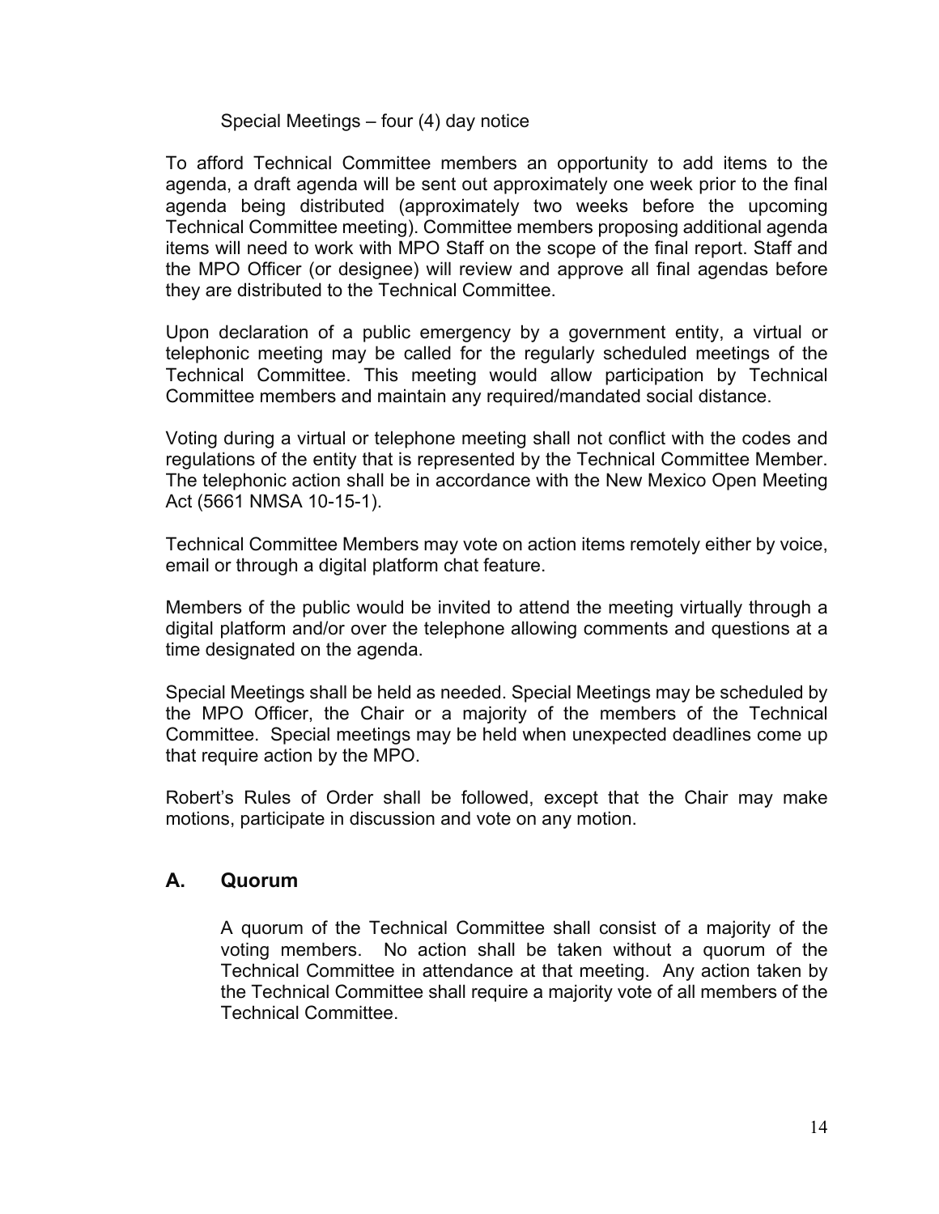Special Meetings – four (4) day notice

To afford Technical Committee members an opportunity to add items to the agenda, a draft agenda will be sent out approximately one week prior to the final agenda being distributed (approximately two weeks before the upcoming Technical Committee meeting). Committee members proposing additional agenda items will need to work with MPO Staff on the scope of the final report. Staff and the MPO Officer (or designee) will review and approve all final agendas before they are distributed to the Technical Committee.

Upon declaration of a public emergency by a government entity, a virtual or telephonic meeting may be called for the regularly scheduled meetings of the Technical Committee. This meeting would allow participation by Technical Committee members and maintain any required/mandated social distance.

Voting during a virtual or telephone meeting shall not conflict with the codes and regulations of the entity that is represented by the Technical Committee Member. The telephonic action shall be in accordance with the New Mexico Open Meeting Act (5661 NMSA 10-15-1).

Technical Committee Members may vote on action items remotely either by voice, email or through a digital platform chat feature.

Members of the public would be invited to attend the meeting virtually through a digital platform and/or over the telephone allowing comments and questions at a time designated on the agenda.

Special Meetings shall be held as needed. Special Meetings may be scheduled by the MPO Officer, the Chair or a majority of the members of the Technical Committee. Special meetings may be held when unexpected deadlines come up that require action by the MPO.

Robert's Rules of Order shall be followed, except that the Chair may make motions, participate in discussion and vote on any motion.

## A. Quorum

A quorum of the Technical Committee shall consist of a majority of the voting members. No action shall be taken without a quorum of the Technical Committee in attendance at that meeting. Any action taken by the Technical Committee shall require a majority vote of all members of the Technical Committee.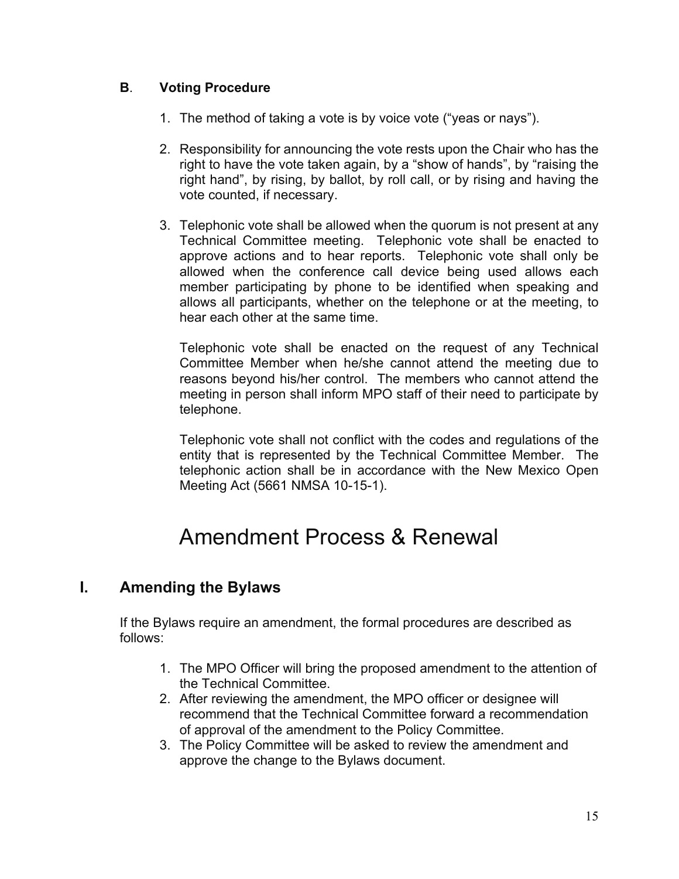### B. Voting Procedure

1. The method of taking a vote is by voice vote ("yeas or nays").

2. Responsibility for announcing the vote rests upon the Chair who has the right to have the vote taken again, by a "show of hands", by "raising the right hand", by rising, by ballot, by roll call, or by rising and having the vote counted, if necessary.

3. Telephonic vote shall be allowed when the quorum is not present at any Technical Committee meeting. Telephonic vote shall be enacted to approve actions and to hear reports. Telephonic vote shall only be allowed when the conference call device being used allows each member participating by phone to be identified when speaking and allows all participants, whether on the telephone or at the meeting, to hear each other at the same time.

   Telephonic vote shall be enacted on the request of any Technical Committee Member when he/she cannot attend the meeting due to reasons beyond his/her control. The members who cannot attend the meeting in person shall inform MPO staff of their need to participate by telephone.

   Telephonic vote shall not conflict with the codes and regulations of the entity that is represented by the Technical Committee Member. The telephonic action shall be in accordance with the New Mexico Open Meeting Act (5661 NMSA 10-15-1).

# Amendment Process & Renewal

## I. Amending the Bylaws

If the Bylaws require an amendment, the formal procedures are described as follows:

1. The MPO Officer will bring the proposed amendment to the attention of the Technical Committee.
2. After reviewing the amendment, the MPO officer or designee will recommend that the Technical Committee forward a recommendation of approval of the amendment to the Policy Committee.
3. The Policy Committee will be asked to review the amendment and approve the change to the Bylaws document.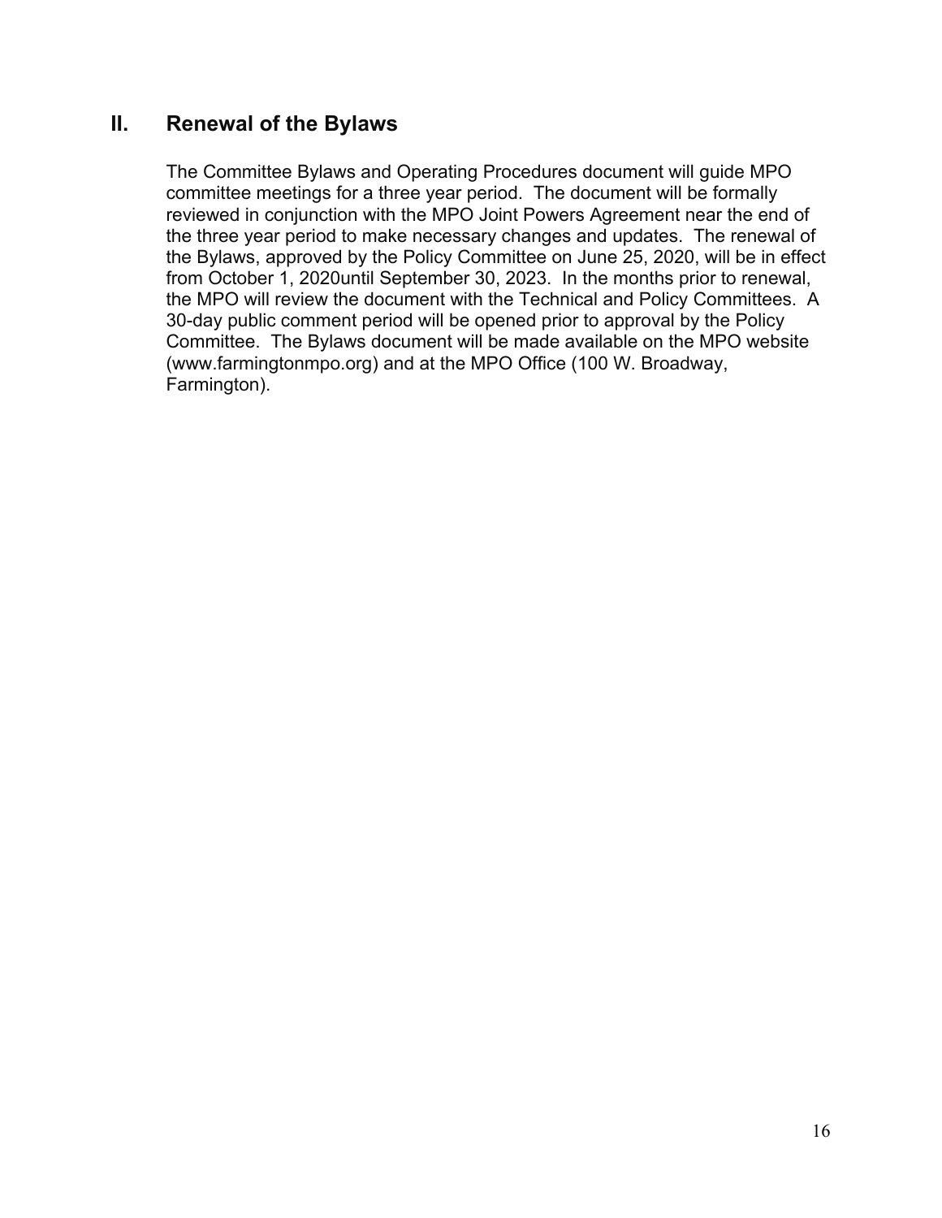## II. Renewal of the Bylaws

The Committee Bylaws and Operating Procedures document will guide MPO committee meetings for a three year period. The document will be formally reviewed in conjunction with the MPO Joint Powers Agreement near the end of the three year period to make necessary changes and updates. The renewal of the Bylaws, approved by the Policy Committee on June 25, 2020, will be in effect from October 1, 2020until September 30, 2023. In the months prior to renewal, the MPO will review the document with the Technical and Policy Committees. A 30-day public comment period will be opened prior to approval by the Policy Committee. The Bylaws document will be made available on the MPO website (www.farmingtonmpo.org) and at the MPO Office (100 W. Broadway, Farmington).